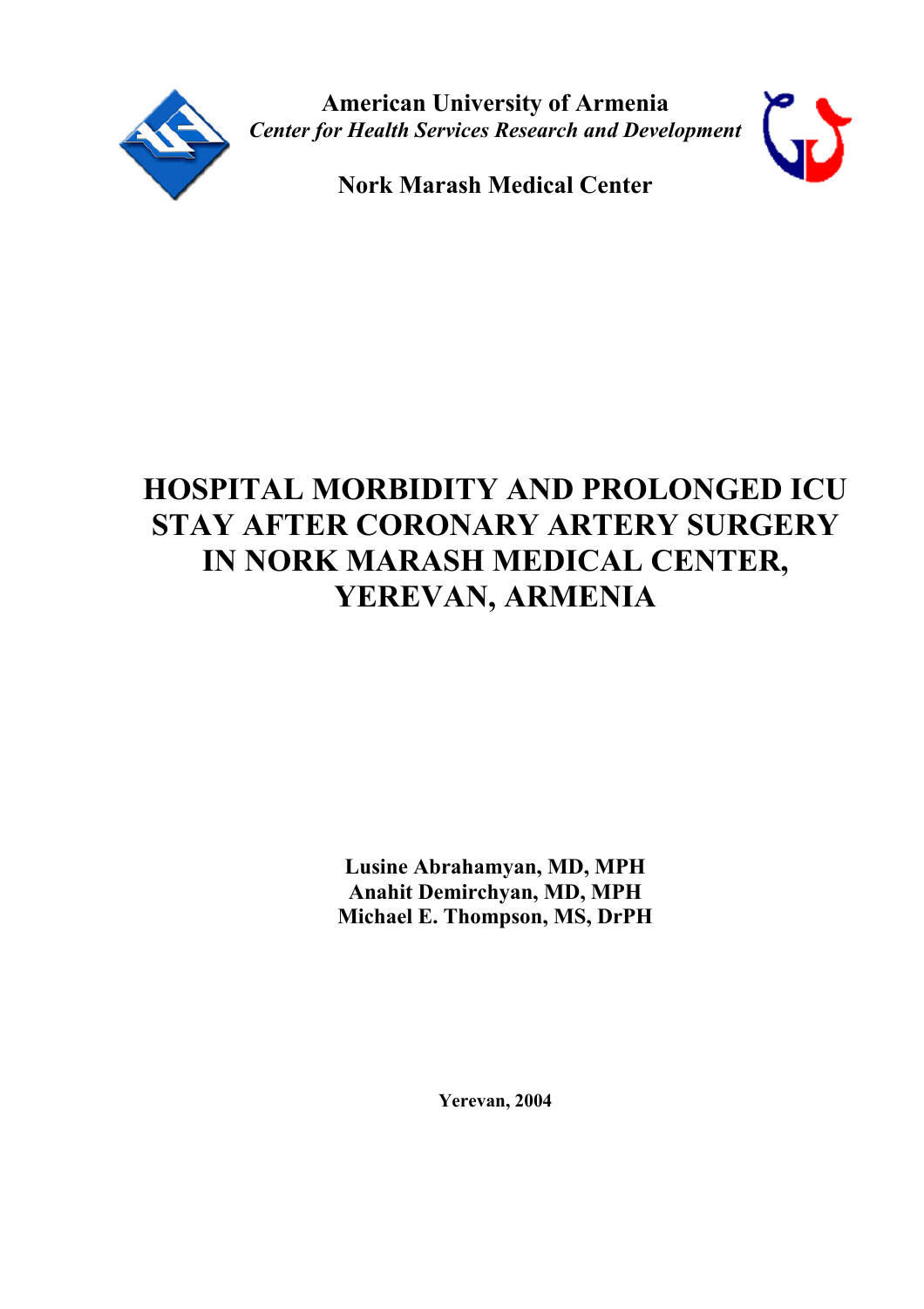**American University of Armenia**

***Center for Health Services Research and Development***

**Nork Marash Medical Center**

# HOSPITAL MORBIDITY AND PROLONGED ICU STAY AFTER CORONARY ARTERY SURGERY IN NORK MARASH MEDICAL CENTER, YEREVAN, ARMENIA

**Lusine Abrahamyan, MD, MPH**
**Anahit Demirchyan, MD, MPH**
**Michael E. Thompson, MS, DrPH**

**Yerevan, 2004**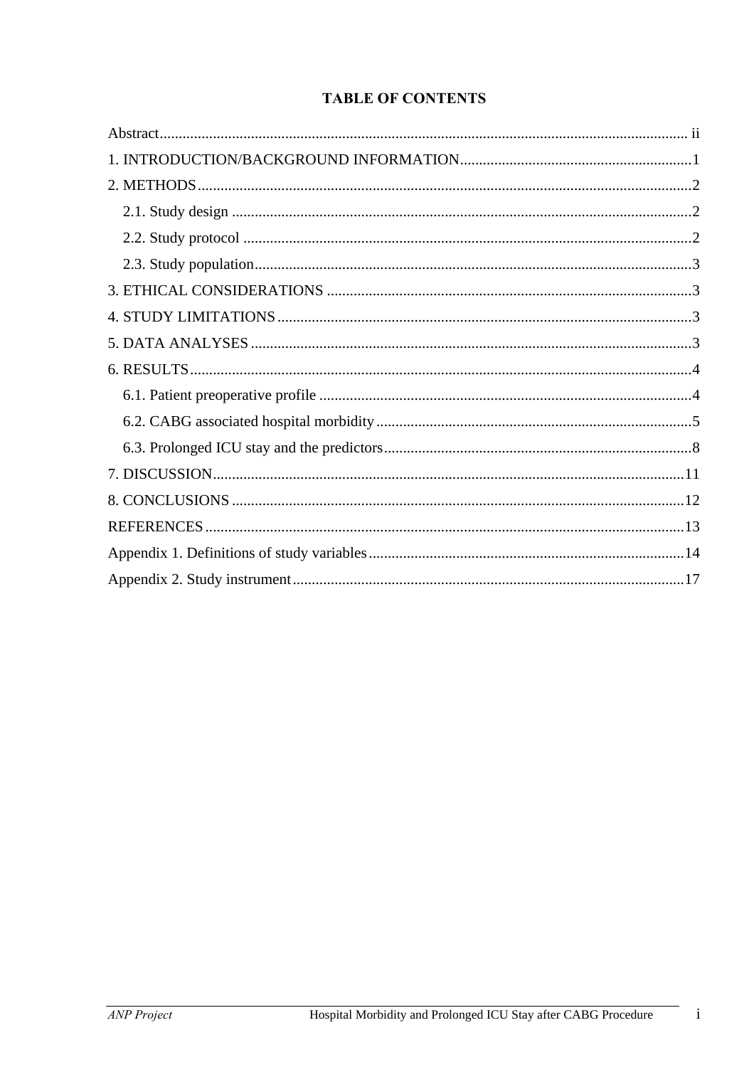# TABLE OF CONTENTS

Abstract ........................................................................................................ ii

1. INTRODUCTION/BACKGROUND INFORMATION ........................................... 1

2. METHODS ................................................................................................. 2

   2.1. Study design ....................................................................................... 2

   2.2. Study protocol .................................................................................... 2

   2.3. Study population ................................................................................. 3

3. ETHICAL CONSIDERATIONS ........................................................................ 3

4. STUDY LIMITATIONS .................................................................................. 3

5. DATA ANALYSES ........................................................................................ 3

6. RESULTS .................................................................................................... 4

   6.1. Patient preoperative profile ................................................................... 4

   6.2. CABG associated hospital morbidity ...................................................... 5

   6.3. Prolonged ICU stay and the predictors .................................................. 8

7. DISCUSSION ............................................................................................... 11

8. CONCLUSIONS ........................................................................................... 12

REFERENCES ................................................................................................. 13

Appendix 1. Definitions of study variables ....................................................... 14

Appendix 2. Study instrument ......................................................................... 17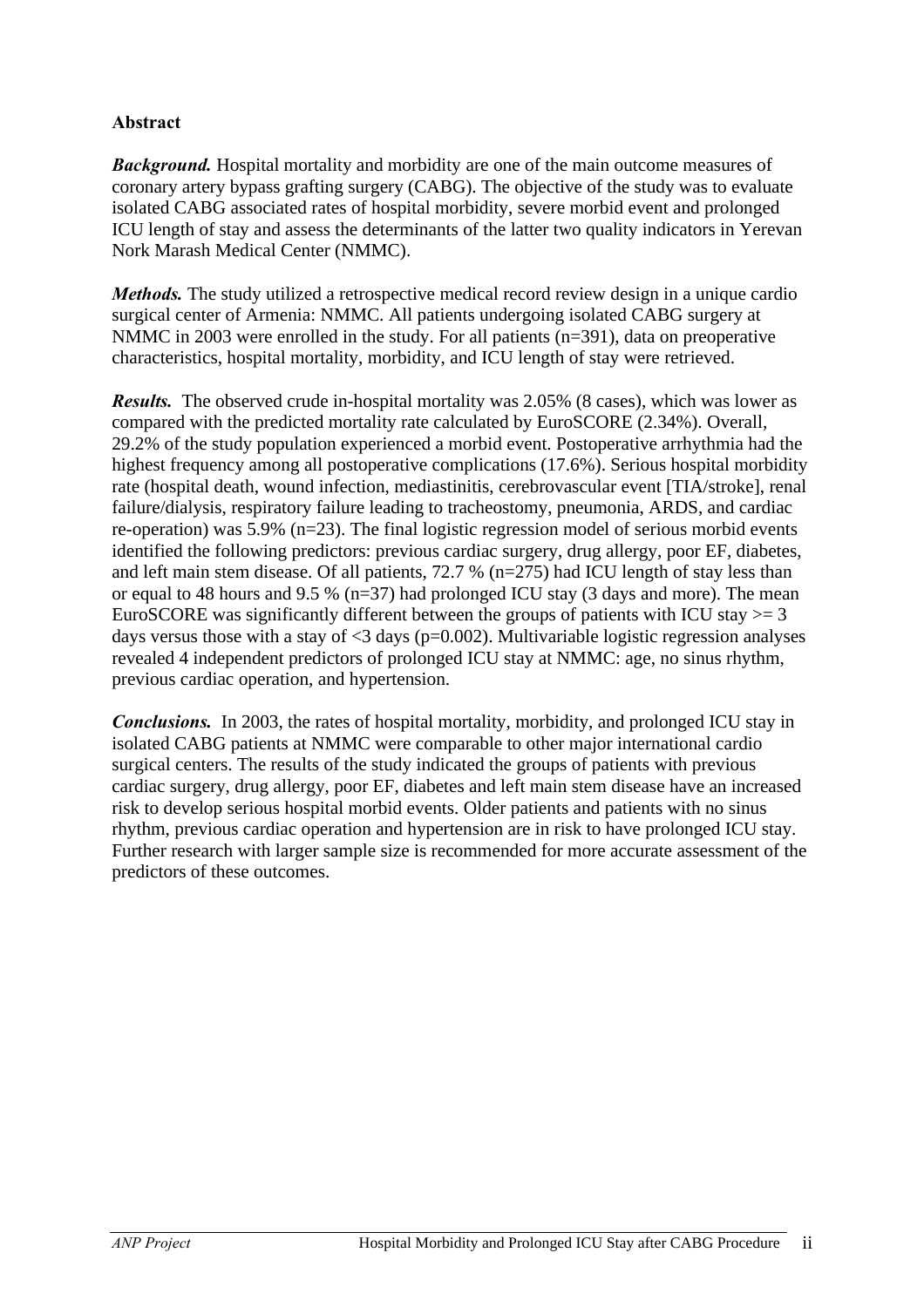## Abstract

***Background.*** Hospital mortality and morbidity are one of the main outcome measures of coronary artery bypass grafting surgery (CABG). The objective of the study was to evaluate isolated CABG associated rates of hospital morbidity, severe morbid event and prolonged ICU length of stay and assess the determinants of the latter two quality indicators in Yerevan Nork Marash Medical Center (NMMC).

***Methods.*** The study utilized a retrospective medical record review design in a unique cardio surgical center of Armenia: NMMC. All patients undergoing isolated CABG surgery at NMMC in 2003 were enrolled in the study. For all patients (n=391), data on preoperative characteristics, hospital mortality, morbidity, and ICU length of stay were retrieved.

***Results.*** The observed crude in-hospital mortality was 2.05% (8 cases), which was lower as compared with the predicted mortality rate calculated by EuroSCORE (2.34%). Overall, 29.2% of the study population experienced a morbid event. Postoperative arrhythmia had the highest frequency among all postoperative complications (17.6%). Serious hospital morbidity rate (hospital death, wound infection, mediastinitis, cerebrovascular event [TIA/stroke], renal failure/dialysis, respiratory failure leading to tracheostomy, pneumonia, ARDS, and cardiac re-operation) was 5.9% (n=23). The final logistic regression model of serious morbid events identified the following predictors: previous cardiac surgery, drug allergy, poor EF, diabetes, and left main stem disease. Of all patients, 72.7 % (n=275) had ICU length of stay less than or equal to 48 hours and 9.5 % (n=37) had prolonged ICU stay (3 days and more). The mean EuroSCORE was significantly different between the groups of patients with ICU stay >= 3 days versus those with a stay of <3 days (p=0.002). Multivariable logistic regression analyses revealed 4 independent predictors of prolonged ICU stay at NMMC: age, no sinus rhythm, previous cardiac operation, and hypertension.

***Conclusions.*** In 2003, the rates of hospital mortality, morbidity, and prolonged ICU stay in isolated CABG patients at NMMC were comparable to other major international cardio surgical centers. The results of the study indicated the groups of patients with previous cardiac surgery, drug allergy, poor EF, diabetes and left main stem disease have an increased risk to develop serious hospital morbid events. Older patients and patients with no sinus rhythm, previous cardiac operation and hypertension are in risk to have prolonged ICU stay. Further research with larger sample size is recommended for more accurate assessment of the predictors of these outcomes.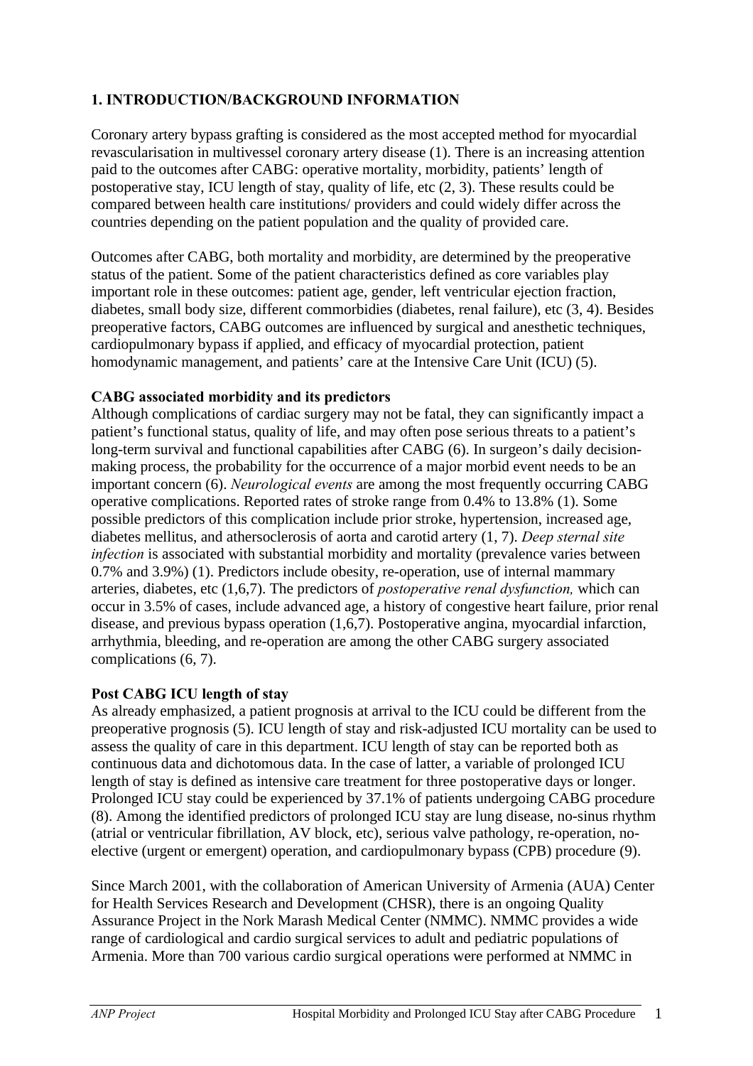## 1. INTRODUCTION/BACKGROUND INFORMATION

Coronary artery bypass grafting is considered as the most accepted method for myocardial revascularisation in multivessel coronary artery disease (1). There is an increasing attention paid to the outcomes after CABG: operative mortality, morbidity, patients' length of postoperative stay, ICU length of stay, quality of life, etc (2, 3). These results could be compared between health care institutions/ providers and could widely differ across the countries depending on the patient population and the quality of provided care.

Outcomes after CABG, both mortality and morbidity, are determined by the preoperative status of the patient. Some of the patient characteristics defined as core variables play important role in these outcomes: patient age, gender, left ventricular ejection fraction, diabetes, small body size, different commorbidies (diabetes, renal failure), etc (3, 4). Besides preoperative factors, CABG outcomes are influenced by surgical and anesthetic techniques, cardiopulmonary bypass if applied, and efficacy of myocardial protection, patient homodynamic management, and patients' care at the Intensive Care Unit (ICU) (5).

**CABG associated morbidity and its predictors**

Although complications of cardiac surgery may not be fatal, they can significantly impact a patient's functional status, quality of life, and may often pose serious threats to a patient's long-term survival and functional capabilities after CABG (6). In surgeon's daily decision-making process, the probability for the occurrence of a major morbid event needs to be an important concern (6). *Neurological events* are among the most frequently occurring CABG operative complications. Reported rates of stroke range from 0.4% to 13.8% (1). Some possible predictors of this complication include prior stroke, hypertension, increased age, diabetes mellitus, and athersoclerosis of aorta and carotid artery (1, 7). *Deep sternal site infection* is associated with substantial morbidity and mortality (prevalence varies between 0.7% and 3.9%) (1). Predictors include obesity, re-operation, use of internal mammary arteries, diabetes, etc (1,6,7). The predictors of *postoperative renal dysfunction,* which can occur in 3.5% of cases, include advanced age, a history of congestive heart failure, prior renal disease, and previous bypass operation (1,6,7). Postoperative angina, myocardial infarction, arrhythmia, bleeding, and re-operation are among the other CABG surgery associated complications (6, 7).

**Post CABG ICU length of stay**

As already emphasized, a patient prognosis at arrival to the ICU could be different from the preoperative prognosis (5). ICU length of stay and risk-adjusted ICU mortality can be used to assess the quality of care in this department. ICU length of stay can be reported both as continuous data and dichotomous data. In the case of latter, a variable of prolonged ICU length of stay is defined as intensive care treatment for three postoperative days or longer. Prolonged ICU stay could be experienced by 37.1% of patients undergoing CABG procedure (8). Among the identified predictors of prolonged ICU stay are lung disease, no-sinus rhythm (atrial or ventricular fibrillation, AV block, etc), serious valve pathology, re-operation, no-elective (urgent or emergent) operation, and cardiopulmonary bypass (CPB) procedure (9).

Since March 2001, with the collaboration of American University of Armenia (AUA) Center for Health Services Research and Development (CHSR), there is an ongoing Quality Assurance Project in the Nork Marash Medical Center (NMMC). NMMC provides a wide range of cardiological and cardio surgical services to adult and pediatric populations of Armenia. More than 700 various cardio surgical operations were performed at NMMC in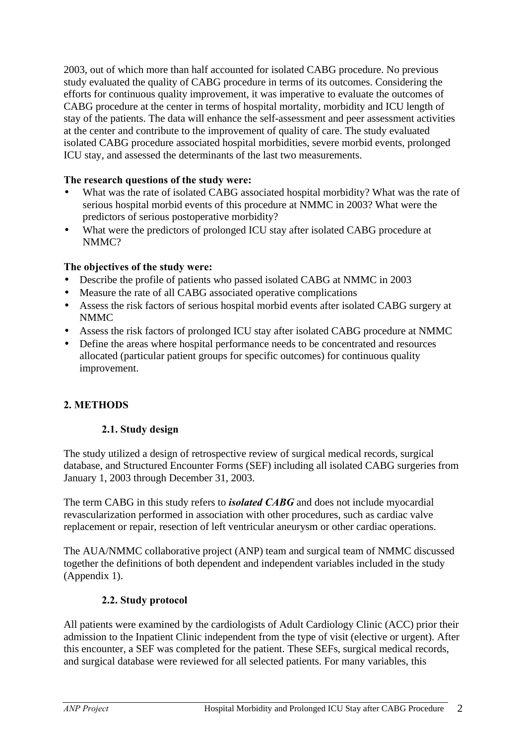2003, out of which more than half accounted for isolated CABG procedure. No previous study evaluated the quality of CABG procedure in terms of its outcomes. Considering the efforts for continuous quality improvement, it was imperative to evaluate the outcomes of CABG procedure at the center in terms of hospital mortality, morbidity and ICU length of stay of the patients. The data will enhance the self-assessment and peer assessment activities at the center and contribute to the improvement of quality of care. The study evaluated isolated CABG procedure associated hospital morbidities, severe morbid events, prolonged ICU stay, and assessed the determinants of the last two measurements.

**The research questions of the study were:**

- What was the rate of isolated CABG associated hospital morbidity? What was the rate of serious hospital morbid events of this procedure at NMMC in 2003? What were the predictors of serious postoperative morbidity?
- What were the predictors of prolonged ICU stay after isolated CABG procedure at NMMC?

**The objectives of the study were:**

- Describe the profile of patients who passed isolated CABG at NMMC in 2003
- Measure the rate of all CABG associated operative complications
- Assess the risk factors of serious hospital morbid events after isolated CABG surgery at NMMC
- Assess the risk factors of prolonged ICU stay after isolated CABG procedure at NMMC
- Define the areas where hospital performance needs to be concentrated and resources allocated (particular patient groups for specific outcomes) for continuous quality improvement.

## 2. METHODS

### 2.1. Study design

The study utilized a design of retrospective review of surgical medical records, surgical database, and Structured Encounter Forms (SEF) including all isolated CABG surgeries from January 1, 2003 through December 31, 2003.

The term CABG in this study refers to ***isolated CABG*** and does not include myocardial revascularization performed in association with other procedures, such as cardiac valve replacement or repair, resection of left ventricular aneurysm or other cardiac operations.

The AUA/NMMC collaborative project (ANP) team and surgical team of NMMC discussed together the definitions of both dependent and independent variables included in the study (Appendix 1).

### 2.2. Study protocol

All patients were examined by the cardiologists of Adult Cardiology Clinic (ACC) prior their admission to the Inpatient Clinic independent from the type of visit (elective or urgent). After this encounter, a SEF was completed for the patient. These SEFs, surgical medical records, and surgical database were reviewed for all selected patients. For many variables, this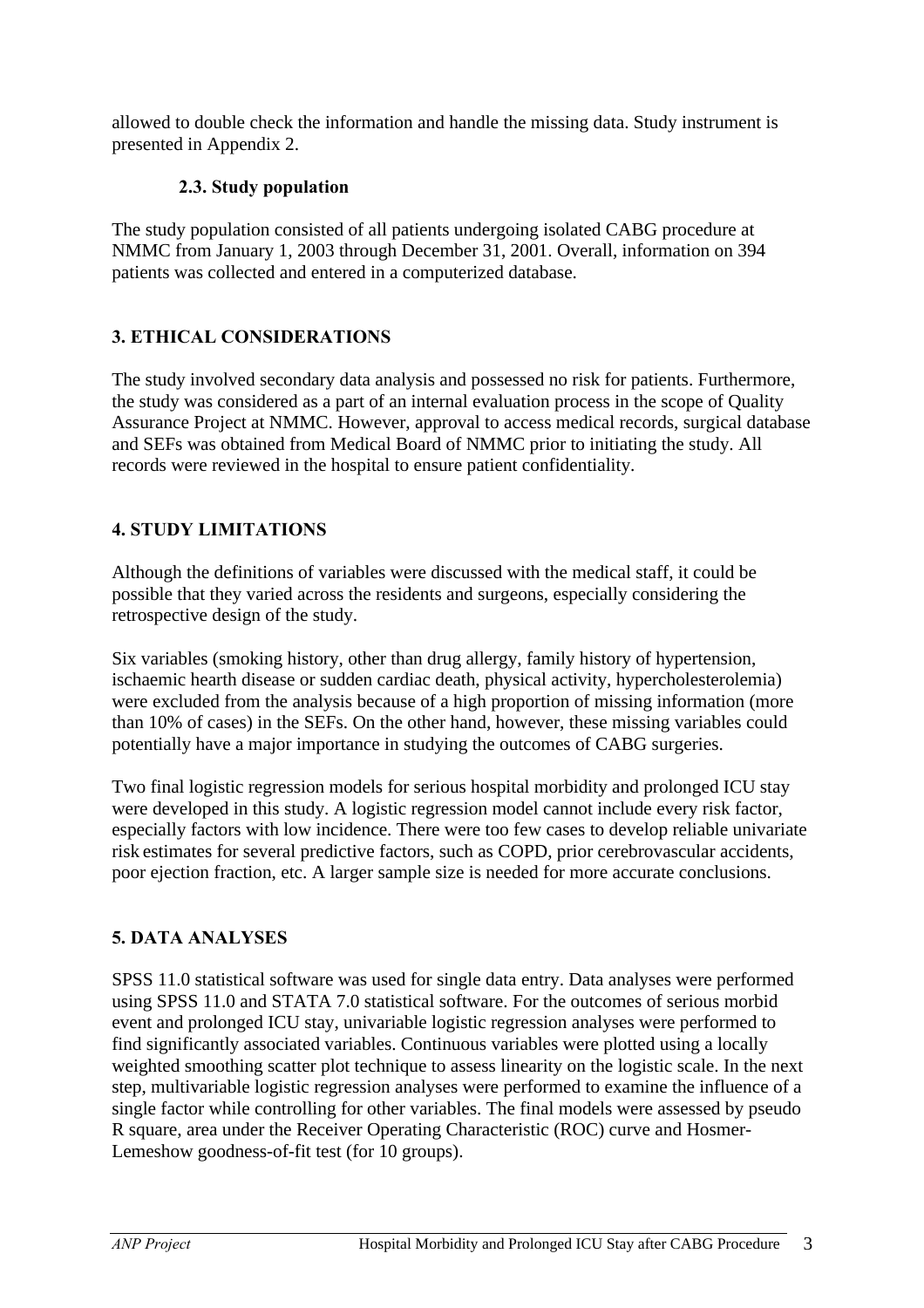allowed to double check the information and handle the missing data. Study instrument is presented in Appendix 2.

### 2.3. Study population

The study population consisted of all patients undergoing isolated CABG procedure at NMMC from January 1, 2003 through December 31, 2001. Overall, information on 394 patients was collected and entered in a computerized database.

## 3. ETHICAL CONSIDERATIONS

The study involved secondary data analysis and possessed no risk for patients. Furthermore, the study was considered as a part of an internal evaluation process in the scope of Quality Assurance Project at NMMC. However, approval to access medical records, surgical database and SEFs was obtained from Medical Board of NMMC prior to initiating the study. All records were reviewed in the hospital to ensure patient confidentiality.

## 4. STUDY LIMITATIONS

Although the definitions of variables were discussed with the medical staff, it could be possible that they varied across the residents and surgeons, especially considering the retrospective design of the study.

Six variables (smoking history, other than drug allergy, family history of hypertension, ischaemic hearth disease or sudden cardiac death, physical activity, hypercholesterolemia) were excluded from the analysis because of a high proportion of missing information (more than 10% of cases) in the SEFs. On the other hand, however, these missing variables could potentially have a major importance in studying the outcomes of CABG surgeries.

Two final logistic regression models for serious hospital morbidity and prolonged ICU stay were developed in this study. A logistic regression model cannot include every risk factor, especially factors with low incidence. There were too few cases to develop reliable univariate risk estimates for several predictive factors, such as COPD, prior cerebrovascular accidents, poor ejection fraction, etc. A larger sample size is needed for more accurate conclusions.

## 5. DATA ANALYSES

SPSS 11.0 statistical software was used for single data entry. Data analyses were performed using SPSS 11.0 and STATA 7.0 statistical software. For the outcomes of serious morbid event and prolonged ICU stay, univariable logistic regression analyses were performed to find significantly associated variables. Continuous variables were plotted using a locally weighted smoothing scatter plot technique to assess linearity on the logistic scale. In the next step, multivariable logistic regression analyses were performed to examine the influence of a single factor while controlling for other variables. The final models were assessed by pseudo R square, area under the Receiver Operating Characteristic (ROC) curve and Hosmer-Lemeshow goodness-of-fit test (for 10 groups).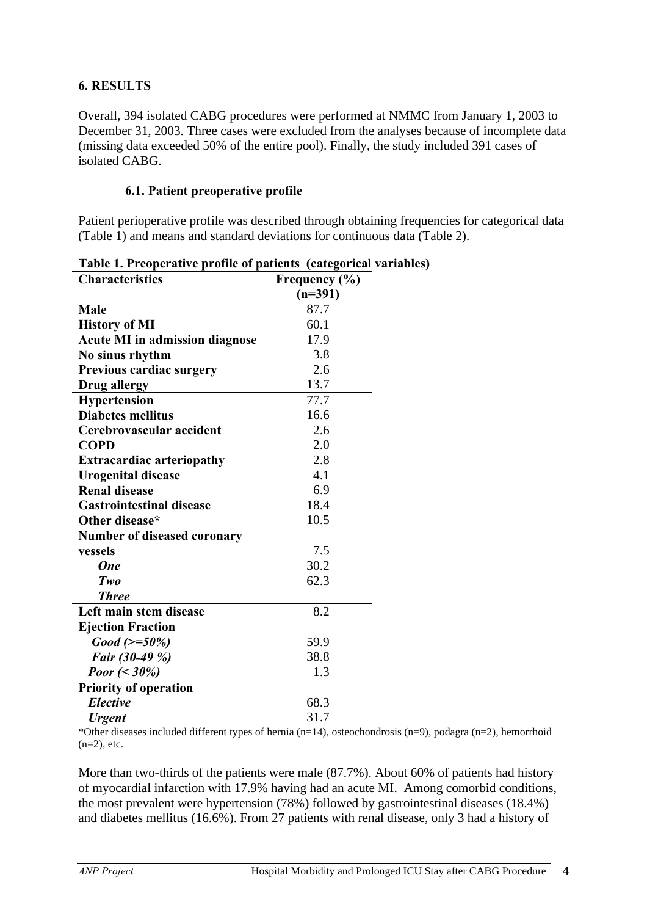## 6. RESULTS

Overall, 394 isolated CABG procedures were performed at NMMC from January 1, 2003 to December 31, 2003. Three cases were excluded from the analyses because of incomplete data (missing data exceeded 50% of the entire pool). Finally, the study included 391 cases of isolated CABG.

### 6.1. Patient preoperative profile

Patient perioperative profile was described through obtaining frequencies for categorical data (Table 1) and means and standard deviations for continuous data (Table 2).

**Table 1. Preoperative profile of patients (categorical variables)**

| Characteristics | Frequency (%) (n=391) |
|---|---|
| **Male** | 87.7 |
| **History of MI** | 60.1 |
| **Acute MI in admission diagnose** | 17.9 |
| **No sinus rhythm** | 3.8 |
| **Previous cardiac surgery** | 2.6 |
| **Drug allergy** | 13.7 |
| **Hypertension** | 77.7 |
| **Diabetes mellitus** | 16.6 |
| **Cerebrovascular accident** | 2.6 |
| **COPD** | 2.0 |
| **Extracardiac arteriopathy** | 2.8 |
| **Urogenital disease** | 4.1 |
| **Renal disease** | 6.9 |
| **Gastrointestinal disease** | 18.4 |
| **Other disease*** | 10.5 |
| **Number of diseased coronary vessels** | |
| ***One*** | 7.5 |
| ***Two*** | 30.2 |
| ***Three*** | 62.3 |
| **Left main stem disease** | 8.2 |
| **Ejection Fraction** | |
| ***Good (>=50%)*** | 59.9 |
| ***Fair (30-49 %)*** | 38.8 |
| ***Poor (< 30%)*** | 1.3 |
| **Priority of operation** | |
| ***Elective*** | 68.3 |
| ***Urgent*** | 31.7 |

*Other diseases included different types of hernia (n=14), osteochondrosis (n=9), podagra (n=2), hemorrhoid (n=2), etc.

More than two-thirds of the patients were male (87.7%). About 60% of patients had history of myocardial infarction with 17.9% having had an acute MI. Among comorbid conditions, the most prevalent were hypertension (78%) followed by gastrointestinal diseases (18.4%) and diabetes mellitus (16.6%). From 27 patients with renal disease, only 3 had a history of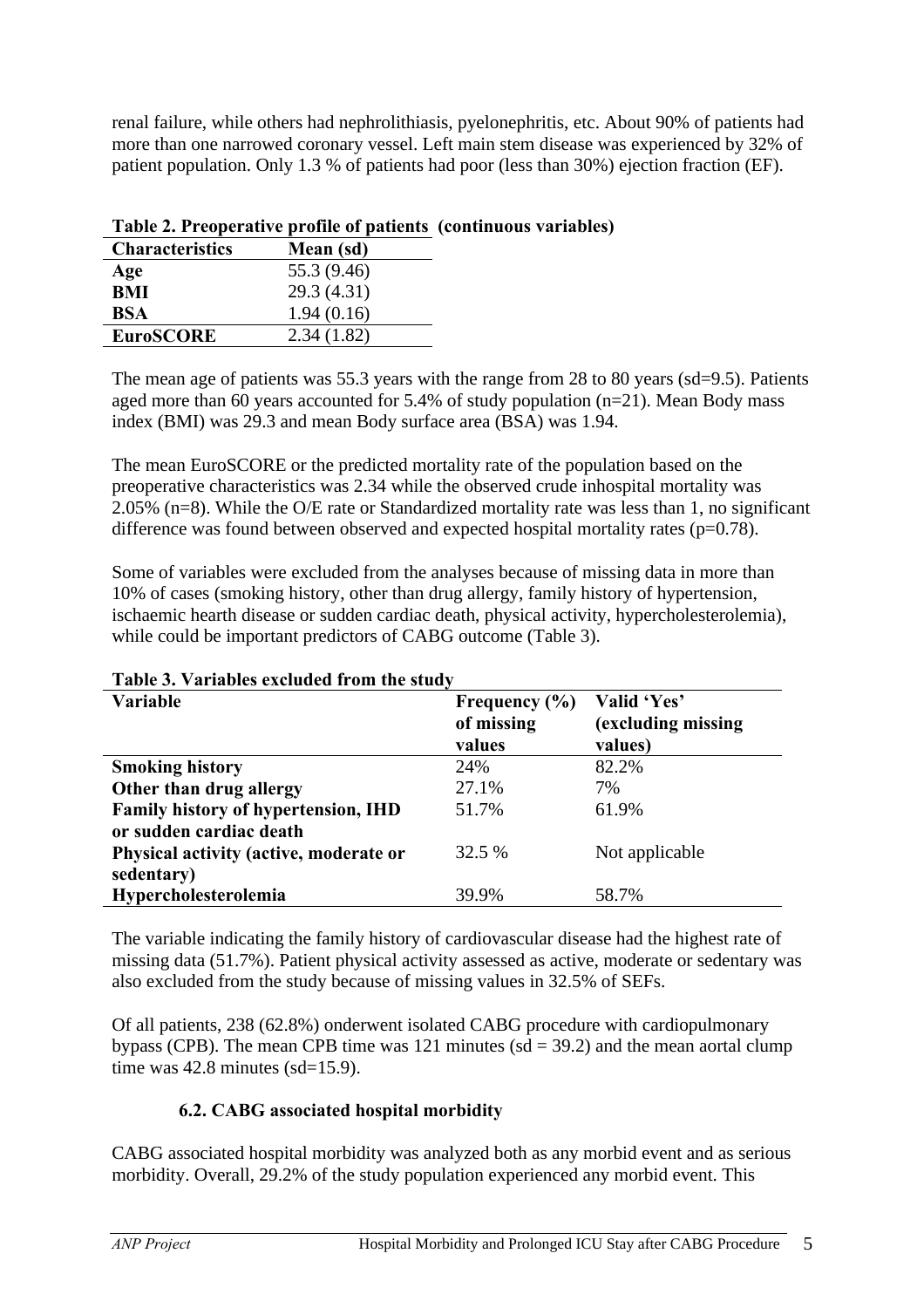renal failure, while others had nephrolithiasis, pyelonephritis, etc. About 90% of patients had more than one narrowed coronary vessel. Left main stem disease was experienced by 32% of patient population. Only 1.3 % of patients had poor (less than 30%) ejection fraction (EF).

**Table 2. Preoperative profile of patients (continuous variables)**

| Characteristics | Mean (sd) |
|---|---|
| **Age** | 55.3 (9.46) |
| **BMI** | 29.3 (4.31) |
| **BSA** | 1.94 (0.16) |
| **EuroSCORE** | 2.34 (1.82) |

The mean age of patients was 55.3 years with the range from 28 to 80 years (sd=9.5). Patients aged more than 60 years accounted for 5.4% of study population (n=21). Mean Body mass index (BMI) was 29.3 and mean Body surface area (BSA) was 1.94.

The mean EuroSCORE or the predicted mortality rate of the population based on the preoperative characteristics was 2.34 while the observed crude inhospital mortality was 2.05% (n=8). While the O/E rate or Standardized mortality rate was less than 1, no significant difference was found between observed and expected hospital mortality rates (p=0.78).

Some of variables were excluded from the analyses because of missing data in more than 10% of cases (smoking history, other than drug allergy, family history of hypertension, ischaemic hearth disease or sudden cardiac death, physical activity, hypercholesterolemia), while could be important predictors of CABG outcome (Table 3).

**Table 3. Variables excluded from the study**

| Variable | Frequency (%) of missing values | Valid 'Yes' (excluding missing values) |
|---|---|---|
| **Smoking history** | 24% | 82.2% |
| **Other than drug allergy** | 27.1% | 7% |
| **Family history of hypertension, IHD or sudden cardiac death** | 51.7% | 61.9% |
| **Physical activity (active, moderate or sedentary)** | 32.5 % | Not applicable |
| **Hypercholesterolemia** | 39.9% | 58.7% |

The variable indicating the family history of cardiovascular disease had the highest rate of missing data (51.7%). Patient physical activity assessed as active, moderate or sedentary was also excluded from the study because of missing values in 32.5% of SEFs.

Of all patients, 238 (62.8%) onderwent isolated CABG procedure with cardiopulmonary bypass (CPB). The mean CPB time was 121 minutes (sd = 39.2) and the mean aortal clump time was 42.8 minutes (sd=15.9).

### 6.2. CABG associated hospital morbidity

CABG associated hospital morbidity was analyzed both as any morbid event and as serious morbidity. Overall, 29.2% of the study population experienced any morbid event. This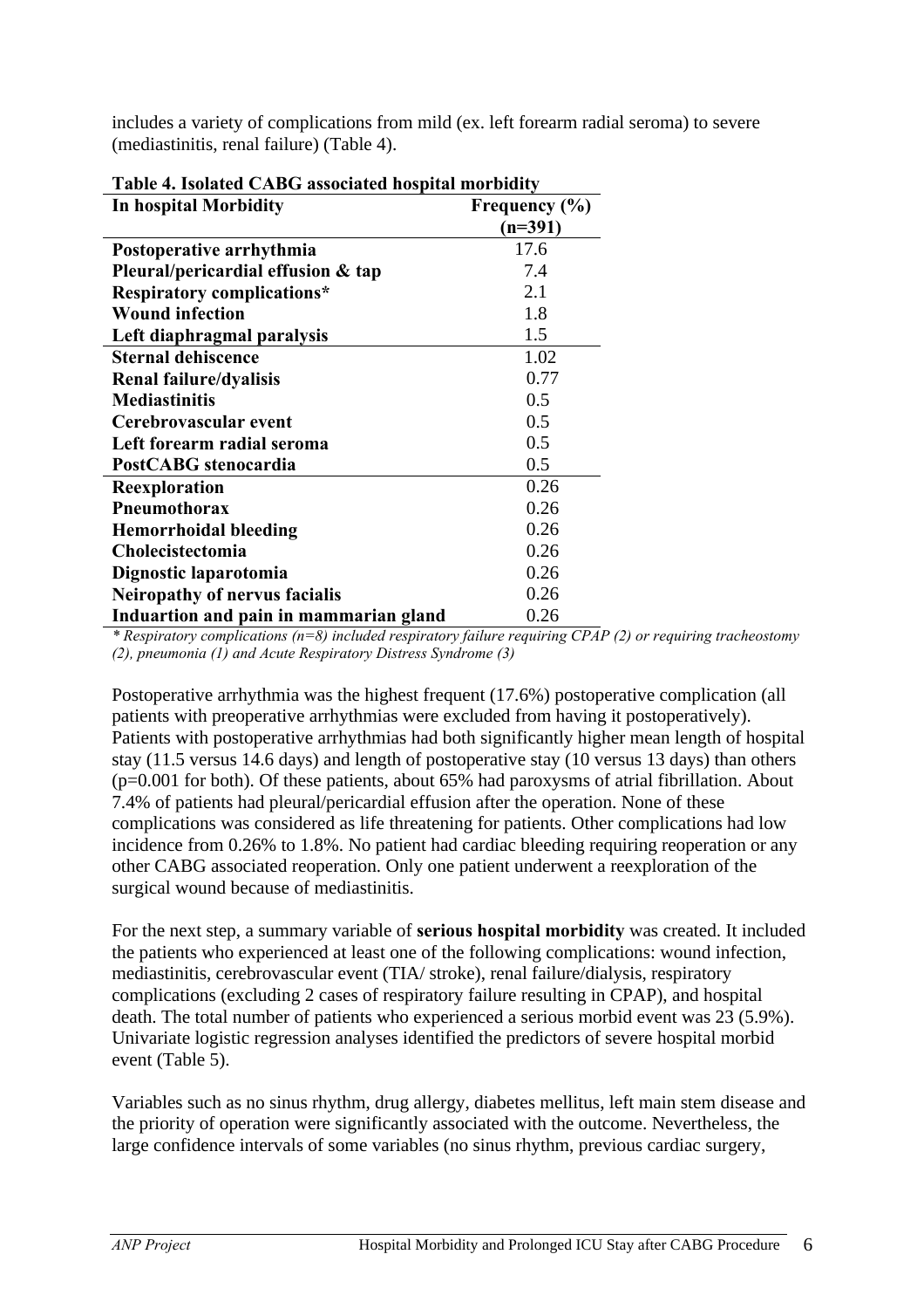includes a variety of complications from mild (ex. left forearm radial seroma) to severe (mediastinitis, renal failure) (Table 4).

**Table 4. Isolated CABG associated hospital morbidity**

| In hospital Morbidity | Frequency (%) (n=391) |
|---|---|
| Postoperative arrhythmia | 17.6 |
| Pleural/pericardial effusion & tap | 7.4 |
| Respiratory complications* | 2.1 |
| Wound infection | 1.8 |
| Left diaphragmal paralysis | 1.5 |
| Sternal dehiscence | 1.02 |
| Renal failure/dyalisis | 0.77 |
| Mediastinitis | 0.5 |
| Cerebrovascular event | 0.5 |
| Left forearm radial seroma | 0.5 |
| PostCABG stenocardia | 0.5 |
| Reexploration | 0.26 |
| Pneumothorax | 0.26 |
| Hemorrhoidal bleeding | 0.26 |
| Cholecistectomia | 0.26 |
| Dignostic laparotomia | 0.26 |
| Neiropathy of nervus facialis | 0.26 |
| Induartion and pain in mammarian gland | 0.26 |

*\* Respiratory complications (n=8) included respiratory failure requiring CPAP (2) or requiring tracheostomy (2), pneumonia (1) and Acute Respiratory Distress Syndrome (3)*

Postoperative arrhythmia was the highest frequent (17.6%) postoperative complication (all patients with preoperative arrhythmias were excluded from having it postoperatively). Patients with postoperative arrhythmias had both significantly higher mean length of hospital stay (11.5 versus 14.6 days) and length of postoperative stay (10 versus 13 days) than others (p=0.001 for both). Of these patients, about 65% had paroxysms of atrial fibrillation. About 7.4% of patients had pleural/pericardial effusion after the operation. None of these complications was considered as life threatening for patients. Other complications had low incidence from 0.26% to 1.8%. No patient had cardiac bleeding requiring reoperation or any other CABG associated reoperation. Only one patient underwent a reexploration of the surgical wound because of mediastinitis.

For the next step, a summary variable of **serious hospital morbidity** was created. It included the patients who experienced at least one of the following complications: wound infection, mediastinitis, cerebrovascular event (TIA/ stroke), renal failure/dialysis, respiratory complications (excluding 2 cases of respiratory failure resulting in CPAP), and hospital death. The total number of patients who experienced a serious morbid event was 23 (5.9%). Univariate logistic regression analyses identified the predictors of severe hospital morbid event (Table 5).

Variables such as no sinus rhythm, drug allergy, diabetes mellitus, left main stem disease and the priority of operation were significantly associated with the outcome. Nevertheless, the large confidence intervals of some variables (no sinus rhythm, previous cardiac surgery,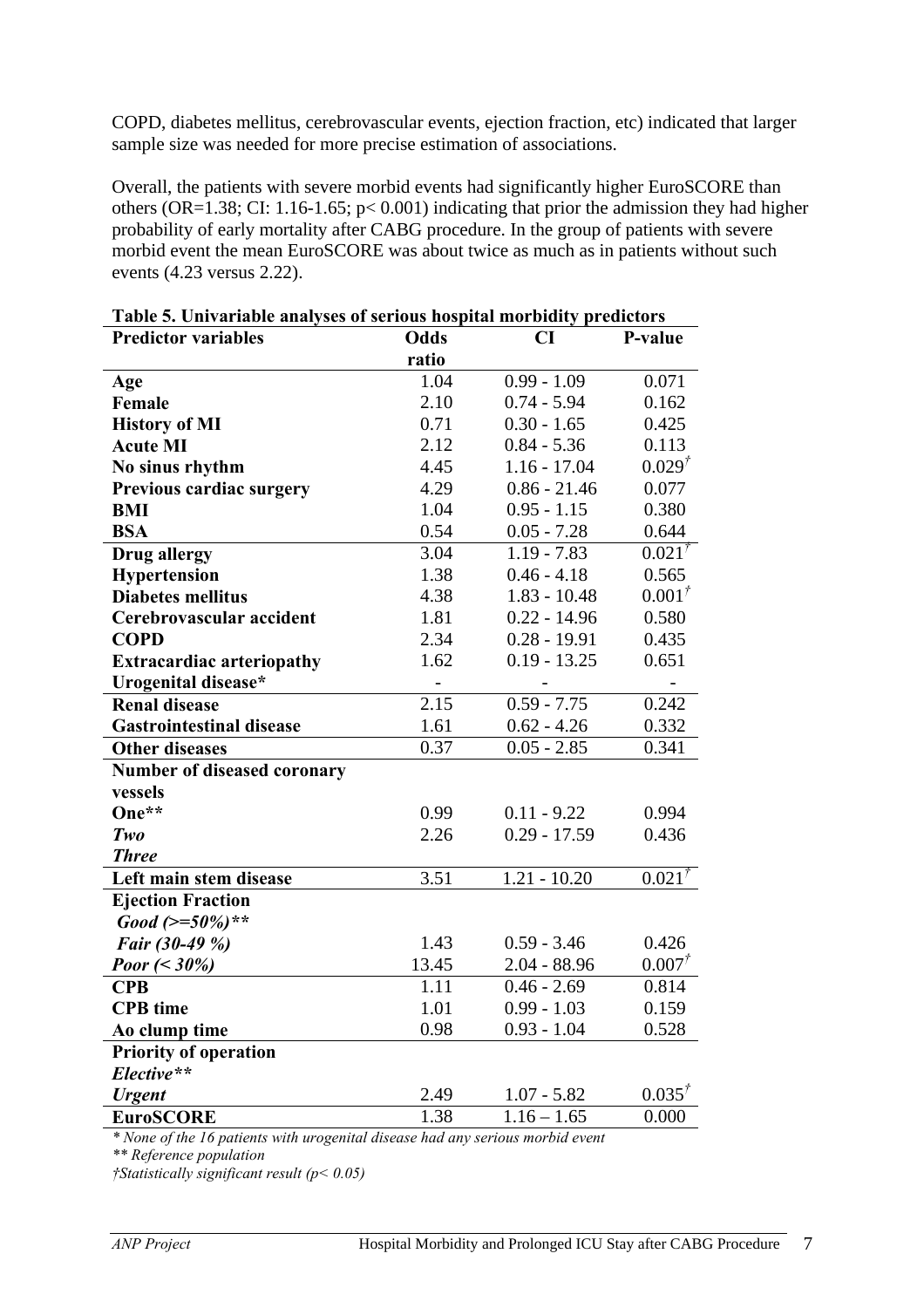COPD, diabetes mellitus, cerebrovascular events, ejection fraction, etc) indicated that larger sample size was needed for more precise estimation of associations.

Overall, the patients with severe morbid events had significantly higher EuroSCORE than others (OR=1.38; CI: 1.16-1.65; $p < 0.001$) indicating that prior the admission they had higher probability of early mortality after CABG procedure. In the group of patients with severe morbid event the mean EuroSCORE was about twice as much as in patients without such events (4.23 versus 2.22).

**Table 5. Univariable analyses of serious hospital morbidity predictors**

| Predictor variables | Odds ratio | CI | P-value |
|---|---|---|---|
| **Age** | 1.04 | 0.99 - 1.09 | 0.071 |
| **Female** | 2.10 | 0.74 - 5.94 | 0.162 |
| **History of MI** | 0.71 | 0.30 - 1.65 | 0.425 |
| **Acute MI** | 2.12 | 0.84 - 5.36 | 0.113 |
| **No sinus rhythm** | 4.45 | 1.16 - 17.04 | 0.029† |
| **Previous cardiac surgery** | 4.29 | 0.86 - 21.46 | 0.077 |
| **BMI** | 1.04 | 0.95 - 1.15 | 0.380 |
| **BSA** | 0.54 | 0.05 - 7.28 | 0.644 |
| **Drug allergy** | 3.04 | 1.19 - 7.83 | 0.021† |
| **Hypertension** | 1.38 | 0.46 - 4.18 | 0.565 |
| **Diabetes mellitus** | 4.38 | 1.83 - 10.48 | 0.001† |
| **Cerebrovascular accident** | 1.81 | 0.22 - 14.96 | 0.580 |
| **COPD** | 2.34 | 0.28 - 19.91 | 0.435 |
| **Extracardiac arteriopathy** | 1.62 | 0.19 - 13.25 | 0.651 |
| **Urogenital disease*** | - | - | - |
| **Renal disease** | 2.15 | 0.59 - 7.75 | 0.242 |
| **Gastrointestinal disease** | 1.61 | 0.62 - 4.26 | 0.332 |
| **Other diseases** | 0.37 | 0.05 - 2.85 | 0.341 |
| **Number of diseased coronary vessels** | | | |
| **One**** | 0.99 | 0.11 - 9.22 | 0.994 |
| ***Two*** | 2.26 | 0.29 - 17.59 | 0.436 |
| ***Three*** | | | |
| **Left main stem disease** | 3.51 | 1.21 - 10.20 | 0.021† |
| **Ejection Fraction** | | | |
| ***Good (>=50%)**** | | | |
| ***Fair (30-49 %)*** | 1.43 | 0.59 - 3.46 | 0.426 |
| ***Poor (< 30%)*** | 13.45 | 2.04 - 88.96 | 0.007† |
| **CPB** | 1.11 | 0.46 - 2.69 | 0.814 |
| **CPB time** | 1.01 | 0.99 - 1.03 | 0.159 |
| **Ao clump time** | 0.98 | 0.93 - 1.04 | 0.528 |
| **Priority of operation** | | | |
| ***Elective**** | | | |
| ***Urgent*** | 2.49 | 1.07 - 5.82 | 0.035† |
| **EuroSCORE** | 1.38 | 1.16 – 1.65 | 0.000 |

*\* None of the 16 patients with urogenital disease had any serious morbid event*

*\*\* Reference population*

*†Statistically significant result ($p < 0.05$)*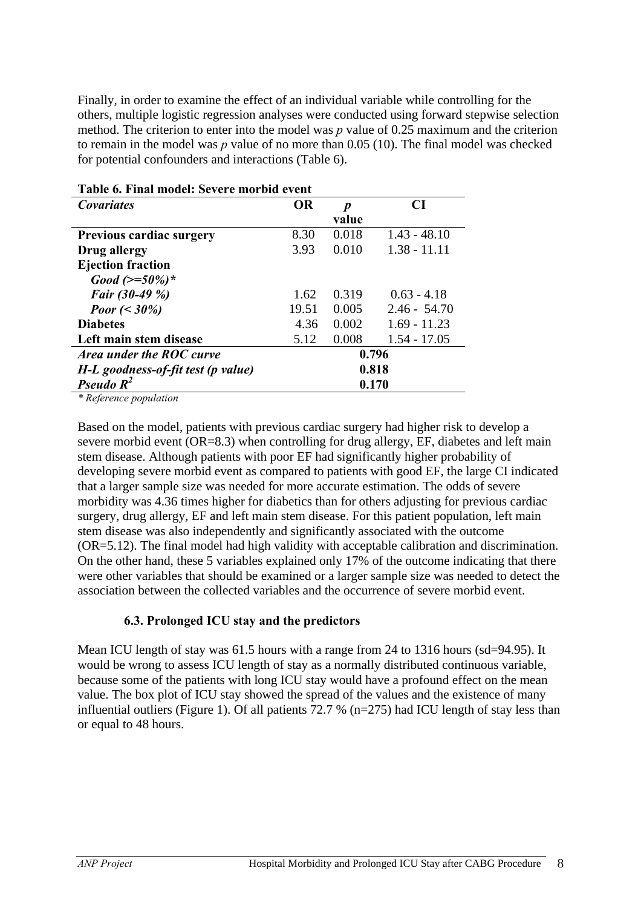Finally, in order to examine the effect of an individual variable while controlling for the others, multiple logistic regression analyses were conducted using forward stepwise selection method. The criterion to enter into the model was *p* value of 0.25 maximum and the criterion to remain in the model was *p* value of no more than 0.05 (10). The final model was checked for potential confounders and interactions (Table 6).

**Table 6. Final model: Severe morbid event**

| *Covariates* | OR | *p* value | CI |
|---|---|---|---|
| **Previous cardiac surgery** | 8.30 | 0.018 | 1.43 - 48.10 |
| **Drug allergy** | 3.93 | 0.010 | 1.38 - 11.11 |
| **Ejection fraction** | | | |
| ***Good (>=50%)**** | | | |
| ***Fair (30-49 %)*** | 1.62 | 0.319 | 0.63 - 4.18 |
| ***Poor (< 30%)*** | 19.51 | 0.005 | 2.46 - 54.70 |
| **Diabetes** | 4.36 | 0.002 | 1.69 - 11.23 |
| **Left main stem disease** | 5.12 | 0.008 | 1.54 - 17.05 |
| ***Area under the ROC curve*** | | 0.796 | |
| ***H-L goodness-of-fit test (p value)*** | | 0.818 | |
| ***Pseudo $R^2$*** | | 0.170 | |

*\* Reference population*

Based on the model, patients with previous cardiac surgery had higher risk to develop a severe morbid event (OR=8.3) when controlling for drug allergy, EF, diabetes and left main stem disease. Although patients with poor EF had significantly higher probability of developing severe morbid event as compared to patients with good EF, the large CI indicated that a larger sample size was needed for more accurate estimation. The odds of severe morbidity was 4.36 times higher for diabetics than for others adjusting for previous cardiac surgery, drug allergy, EF and left main stem disease. For this patient population, left main stem disease was also independently and significantly associated with the outcome (OR=5.12). The final model had high validity with acceptable calibration and discrimination. On the other hand, these 5 variables explained only 17% of the outcome indicating that there were other variables that should be examined or a larger sample size was needed to detect the association between the collected variables and the occurrence of severe morbid event.

### 6.3. Prolonged ICU stay and the predictors

Mean ICU length of stay was 61.5 hours with a range from 24 to 1316 hours (sd=94.95). It would be wrong to assess ICU length of stay as a normally distributed continuous variable, because some of the patients with long ICU stay would have a profound effect on the mean value. The box plot of ICU stay showed the spread of the values and the existence of many influential outliers (Figure 1). Of all patients 72.7 % (n=275) had ICU length of stay less than or equal to 48 hours.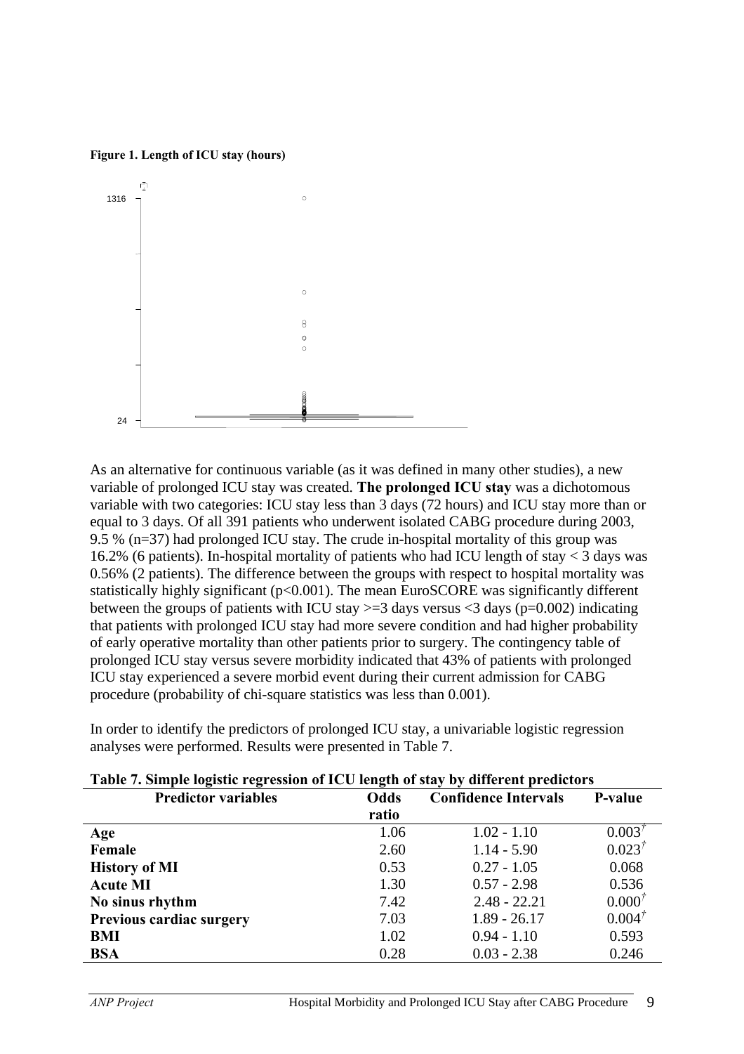**Figure 1. Length of ICU stay (hours)**

As an alternative for continuous variable (as it was defined in many other studies), a new variable of prolonged ICU stay was created. **The prolonged ICU stay** was a dichotomous variable with two categories: ICU stay less than 3 days (72 hours) and ICU stay more than or equal to 3 days. Of all 391 patients who underwent isolated CABG procedure during 2003, 9.5 % (n=37) had prolonged ICU stay. The crude in-hospital mortality of this group was 16.2% (6 patients). In-hospital mortality of patients who had ICU length of stay < 3 days was 0.56% (2 patients). The difference between the groups with respect to hospital mortality was statistically highly significant ($p<0.001$). The mean EuroSCORE was significantly different between the groups of patients with ICU stay >=3 days versus <3 days ($p=0.002$) indicating that patients with prolonged ICU stay had more severe condition and had higher probability of early operative mortality than other patients prior to surgery. The contingency table of prolonged ICU stay versus severe morbidity indicated that 43% of patients with prolonged ICU stay experienced a severe morbid event during their current admission for CABG procedure (probability of chi-square statistics was less than 0.001).

In order to identify the predictors of prolonged ICU stay, a univariable logistic regression analyses were performed. Results were presented in Table 7.

**Table 7. Simple logistic regression of ICU length of stay by different predictors**

| Predictor variables | Odds ratio | Confidence Intervals | P-value |
|---|---|---|---|
| **Age** | 1.06 | 1.02 - 1.10 | 0.003[†] |
| **Female** | 2.60 | 1.14 - 5.90 | 0.023[†] |
| **History of MI** | 0.53 | 0.27 - 1.05 | 0.068 |
| **Acute MI** | 1.30 | 0.57 - 2.98 | 0.536 |
| **No sinus rhythm** | 7.42 | 2.48 - 22.21 | 0.000[†] |
| **Previous cardiac surgery** | 7.03 | 1.89 - 26.17 | 0.004[†] |
| **BMI** | 1.02 | 0.94 - 1.10 | 0.593 |
| **BSA** | 0.28 | 0.03 - 2.38 | 0.246 |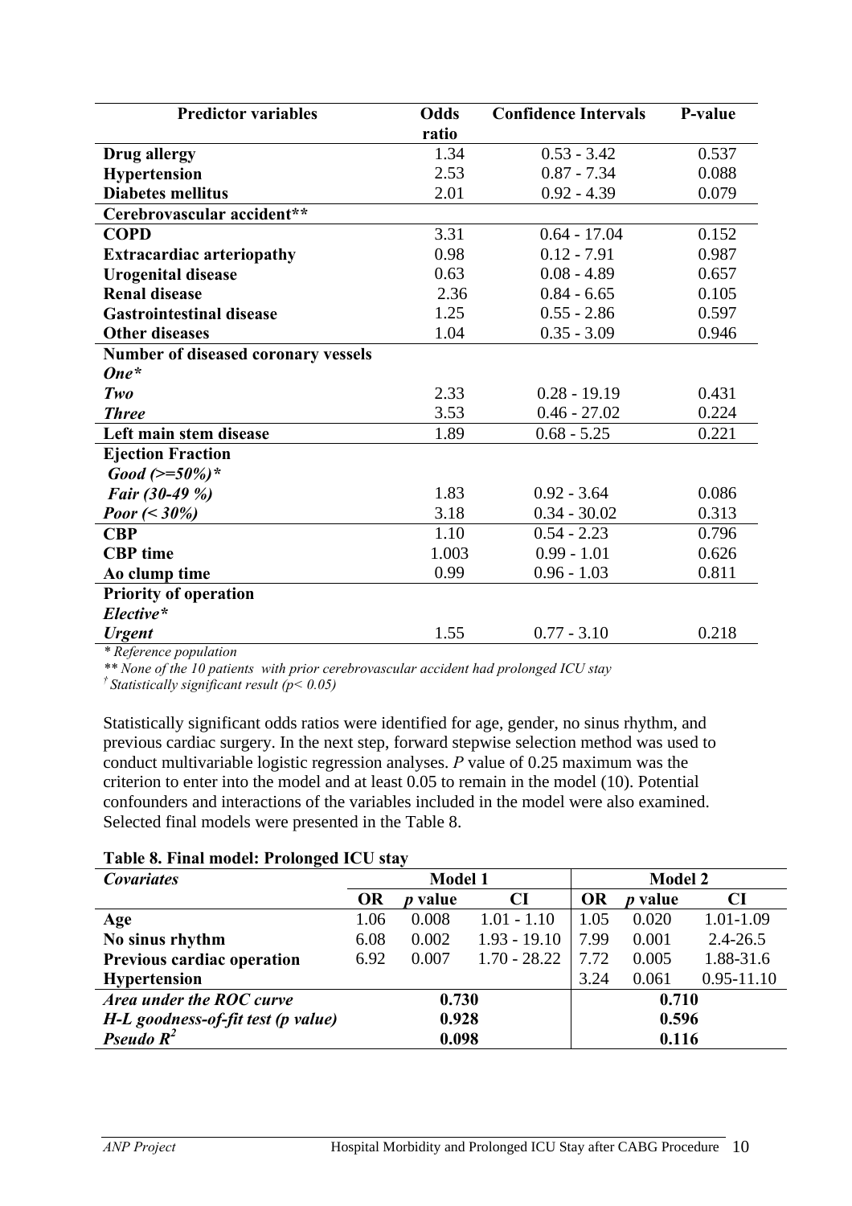| Predictor variables | Odds ratio | Confidence Intervals | P-value |
|---|---|---|---|
| **Drug allergy** | 1.34 | 0.53 - 3.42 | 0.537 |
| **Hypertension** | 2.53 | 0.87 - 7.34 | 0.088 |
| **Diabetes mellitus** | 2.01 | 0.92 - 4.39 | 0.079 |
| **Cerebrovascular accident**** | | | |
| **COPD** | 3.31 | 0.64 - 17.04 | 0.152 |
| **Extracardiac arteriopathy** | 0.98 | 0.12 - 7.91 | 0.987 |
| **Urogenital disease** | 0.63 | 0.08 - 4.89 | 0.657 |
| **Renal disease** | 2.36 | 0.84 - 6.65 | 0.105 |
| **Gastrointestinal disease** | 1.25 | 0.55 - 2.86 | 0.597 |
| **Other diseases** | 1.04 | 0.35 - 3.09 | 0.946 |
| **Number of diseased coronary vessels** | | | |
| ***One**** | | | |
| ***Two*** | 2.33 | 0.28 - 19.19 | 0.431 |
| ***Three*** | 3.53 | 0.46 - 27.02 | 0.224 |
| **Left main stem disease** | 1.89 | 0.68 - 5.25 | 0.221 |
| **Ejection Fraction** | | | |
| ***Good (>=50%)**** | | | |
| ***Fair (30-49 %)*** | 1.83 | 0.92 - 3.64 | 0.086 |
| ***Poor (< 30%)*** | 3.18 | 0.34 - 30.02 | 0.313 |
| **CBP** | 1.10 | 0.54 - 2.23 | 0.796 |
| **CBP time** | 1.003 | 0.99 - 1.01 | 0.626 |
| **Ao clump time** | 0.99 | 0.96 - 1.03 | 0.811 |
| **Priority of operation** | | | |
| ***Elective**** | | | |
| ***Urgent*** | 1.55 | 0.77 - 3.10 | 0.218 |

*\* Reference population*

*\*\* None of the 10 patients with prior cerebrovascular accident had prolonged ICU stay*

*† Statistically significant result (p< 0.05)*

Statistically significant odds ratios were identified for age, gender, no sinus rhythm, and previous cardiac surgery. In the next step, forward stepwise selection method was used to conduct multivariable logistic regression analyses. *P* value of 0.25 maximum was the criterion to enter into the model and at least 0.05 to remain in the model (10). Potential confounders and interactions of the variables included in the model were also examined. Selected final models were presented in the Table 8.

**Table 8. Final model: Prolonged ICU stay**

| *Covariates* | Model 1 | | | Model 2 | | |
|---|---|---|---|---|---|---|
| | **OR** | ***p* value** | **CI** | **OR** | ***p* value** | **CI** |
| **Age** | 1.06 | 0.008 | 1.01 - 1.10 | 1.05 | 0.020 | 1.01-1.09 |
| **No sinus rhythm** | 6.08 | 0.002 | 1.93 - 19.10 | 7.99 | 0.001 | 2.4-26.5 |
| **Previous cardiac operation** | 6.92 | 0.007 | 1.70 - 28.22 | 7.72 | 0.005 | 1.88-31.6 |
| **Hypertension** | | | | 3.24 | 0.061 | 0.95-11.10 |
| ***Area under the ROC curve*** | **0.730** | | | **0.710** | | |
| ***H-L goodness-of-fit test (p value)*** | **0.928** | | | **0.596** | | |
| ***Pseudo $R^2$*** | **0.098** | | | **0.116** | | |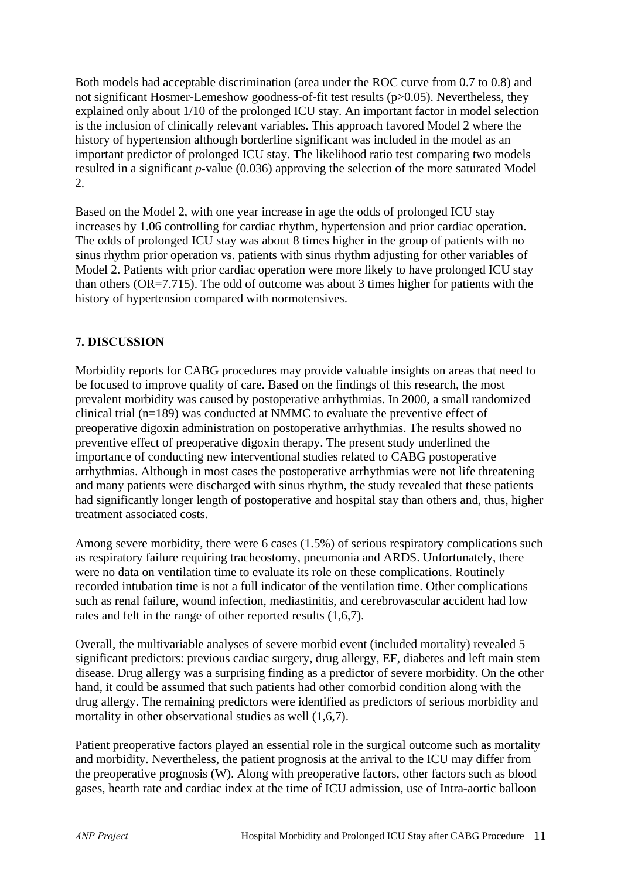Both models had acceptable discrimination (area under the ROC curve from 0.7 to 0.8) and not significant Hosmer-Lemeshow goodness-of-fit test results ($p>0.05$). Nevertheless, they explained only about 1/10 of the prolonged ICU stay. An important factor in model selection is the inclusion of clinically relevant variables. This approach favored Model 2 where the history of hypertension although borderline significant was included in the model as an important predictor of prolonged ICU stay. The likelihood ratio test comparing two models resulted in a significant *p*-value (0.036) approving the selection of the more saturated Model 2.

Based on the Model 2, with one year increase in age the odds of prolonged ICU stay increases by 1.06 controlling for cardiac rhythm, hypertension and prior cardiac operation. The odds of prolonged ICU stay was about 8 times higher in the group of patients with no sinus rhythm prior operation vs. patients with sinus rhythm adjusting for other variables of Model 2. Patients with prior cardiac operation were more likely to have prolonged ICU stay than others (OR=7.715). The odd of outcome was about 3 times higher for patients with the history of hypertension compared with normotensives.

## 7. DISCUSSION

Morbidity reports for CABG procedures may provide valuable insights on areas that need to be focused to improve quality of care. Based on the findings of this research, the most prevalent morbidity was caused by postoperative arrhythmias. In 2000, a small randomized clinical trial (n=189) was conducted at NMMC to evaluate the preventive effect of preoperative digoxin administration on postoperative arrhythmias. The results showed no preventive effect of preoperative digoxin therapy. The present study underlined the importance of conducting new interventional studies related to CABG postoperative arrhythmias. Although in most cases the postoperative arrhythmias were not life threatening and many patients were discharged with sinus rhythm, the study revealed that these patients had significantly longer length of postoperative and hospital stay than others and, thus, higher treatment associated costs.

Among severe morbidity, there were 6 cases (1.5%) of serious respiratory complications such as respiratory failure requiring tracheostomy, pneumonia and ARDS. Unfortunately, there were no data on ventilation time to evaluate its role on these complications. Routinely recorded intubation time is not a full indicator of the ventilation time. Other complications such as renal failure, wound infection, mediastinitis, and cerebrovascular accident had low rates and felt in the range of other reported results (1,6,7).

Overall, the multivariable analyses of severe morbid event (included mortality) revealed 5 significant predictors: previous cardiac surgery, drug allergy, EF, diabetes and left main stem disease. Drug allergy was a surprising finding as a predictor of severe morbidity. On the other hand, it could be assumed that such patients had other comorbid condition along with the drug allergy. The remaining predictors were identified as predictors of serious morbidity and mortality in other observational studies as well (1,6,7).

Patient preoperative factors played an essential role in the surgical outcome such as mortality and morbidity. Nevertheless, the patient prognosis at the arrival to the ICU may differ from the preoperative prognosis (W). Along with preoperative factors, other factors such as blood gases, hearth rate and cardiac index at the time of ICU admission, use of Intra-aortic balloon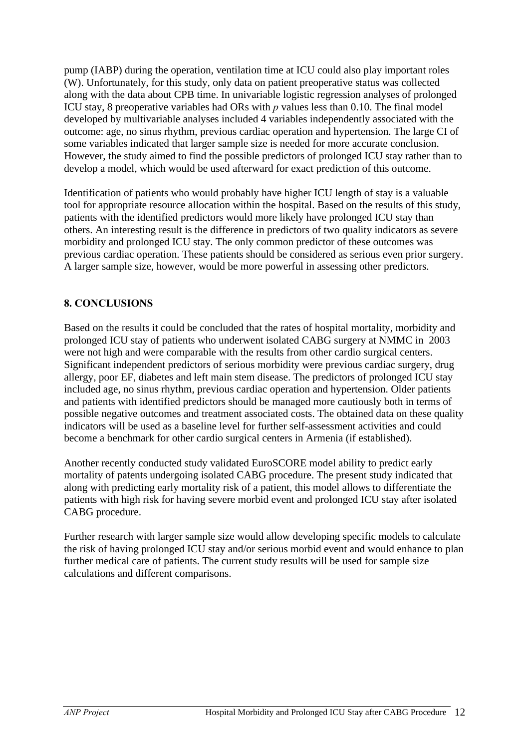pump (IABP) during the operation, ventilation time at ICU could also play important roles (W). Unfortunately, for this study, only data on patient preoperative status was collected along with the data about CPB time. In univariable logistic regression analyses of prolonged ICU stay, 8 preoperative variables had ORs with $p$ values less than 0.10. The final model developed by multivariable analyses included 4 variables independently associated with the outcome: age, no sinus rhythm, previous cardiac operation and hypertension. The large CI of some variables indicated that larger sample size is needed for more accurate conclusion. However, the study aimed to find the possible predictors of prolonged ICU stay rather than to develop a model, which would be used afterward for exact prediction of this outcome.

Identification of patients who would probably have higher ICU length of stay is a valuable tool for appropriate resource allocation within the hospital. Based on the results of this study, patients with the identified predictors would more likely have prolonged ICU stay than others. An interesting result is the difference in predictors of two quality indicators as severe morbidity and prolonged ICU stay. The only common predictor of these outcomes was previous cardiac operation. These patients should be considered as serious even prior surgery. A larger sample size, however, would be more powerful in assessing other predictors.

## 8. CONCLUSIONS

Based on the results it could be concluded that the rates of hospital mortality, morbidity and prolonged ICU stay of patients who underwent isolated CABG surgery at NMMC in 2003 were not high and were comparable with the results from other cardio surgical centers. Significant independent predictors of serious morbidity were previous cardiac surgery, drug allergy, poor EF, diabetes and left main stem disease. The predictors of prolonged ICU stay included age, no sinus rhythm, previous cardiac operation and hypertension. Older patients and patients with identified predictors should be managed more cautiously both in terms of possible negative outcomes and treatment associated costs. The obtained data on these quality indicators will be used as a baseline level for further self-assessment activities and could become a benchmark for other cardio surgical centers in Armenia (if established).

Another recently conducted study validated EuroSCORE model ability to predict early mortality of patents undergoing isolated CABG procedure. The present study indicated that along with predicting early mortality risk of a patient, this model allows to differentiate the patients with high risk for having severe morbid event and prolonged ICU stay after isolated CABG procedure.

Further research with larger sample size would allow developing specific models to calculate the risk of having prolonged ICU stay and/or serious morbid event and would enhance to plan further medical care of patients. The current study results will be used for sample size calculations and different comparisons.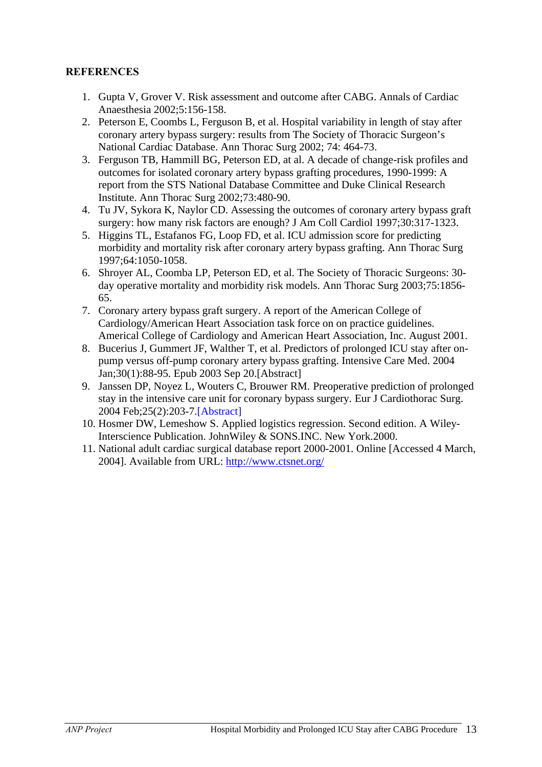**REFERENCES**

1. Gupta V, Grover V. Risk assessment and outcome after CABG. Annals of Cardiac Anaesthesia 2002;5:156-158.
2. Peterson E, Coombs L, Ferguson B, et al. Hospital variability in length of stay after coronary artery bypass surgery: results from The Society of Thoracic Surgeon's National Cardiac Database. Ann Thorac Surg 2002; 74: 464-73.
3. Ferguson TB, Hammill BG, Peterson ED, at al. A decade of change-risk profiles and outcomes for isolated coronary artery bypass grafting procedures, 1990-1999: A report from the STS National Database Committee and Duke Clinical Research Institute. Ann Thorac Surg 2002;73:480-90.
4. Tu JV, Sykora K, Naylor CD. Assessing the outcomes of coronary artery bypass graft surgery: how many risk factors are enough? J Am Coll Cardiol 1997;30:317-1323.
5. Higgins TL, Estafanos FG, Loop FD, et al. ICU admission score for predicting morbidity and mortality risk after coronary artery bypass grafting. Ann Thorac Surg 1997;64:1050-1058.
6. Shroyer AL, Coomba LP, Peterson ED, et al. The Society of Thoracic Surgeons: 30-day operative mortality and morbidity risk models. Ann Thorac Surg 2003;75:1856-65.
7. Coronary artery bypass graft surgery. A report of the American College of Cardiology/American Heart Association task force on on practice guidelines. Americal College of Cardiology and American Heart Association, Inc. August 2001.
8. Bucerius J, Gummert JF, Walther T, et al. Predictors of prolonged ICU stay after on-pump versus off-pump coronary artery bypass grafting. Intensive Care Med. 2004 Jan;30(1):88-95. Epub 2003 Sep 20.[Abstract]
9. Janssen DP, Noyez L, Wouters C, Brouwer RM. Preoperative prediction of prolonged stay in the intensive care unit for coronary bypass surgery. Eur J Cardiothorac Surg. 2004 Feb;25(2):203-7.[Abstract]
10. Hosmer DW, Lemeshow S. Applied logistics regression. Second edition. A Wiley-Interscience Publication. JohnWiley & SONS.INC. New York.2000.
11. National adult cardiac surgical database report 2000-2001. Online [Accessed 4 March, 2004]. Available from URL: http://www.ctsnet.org/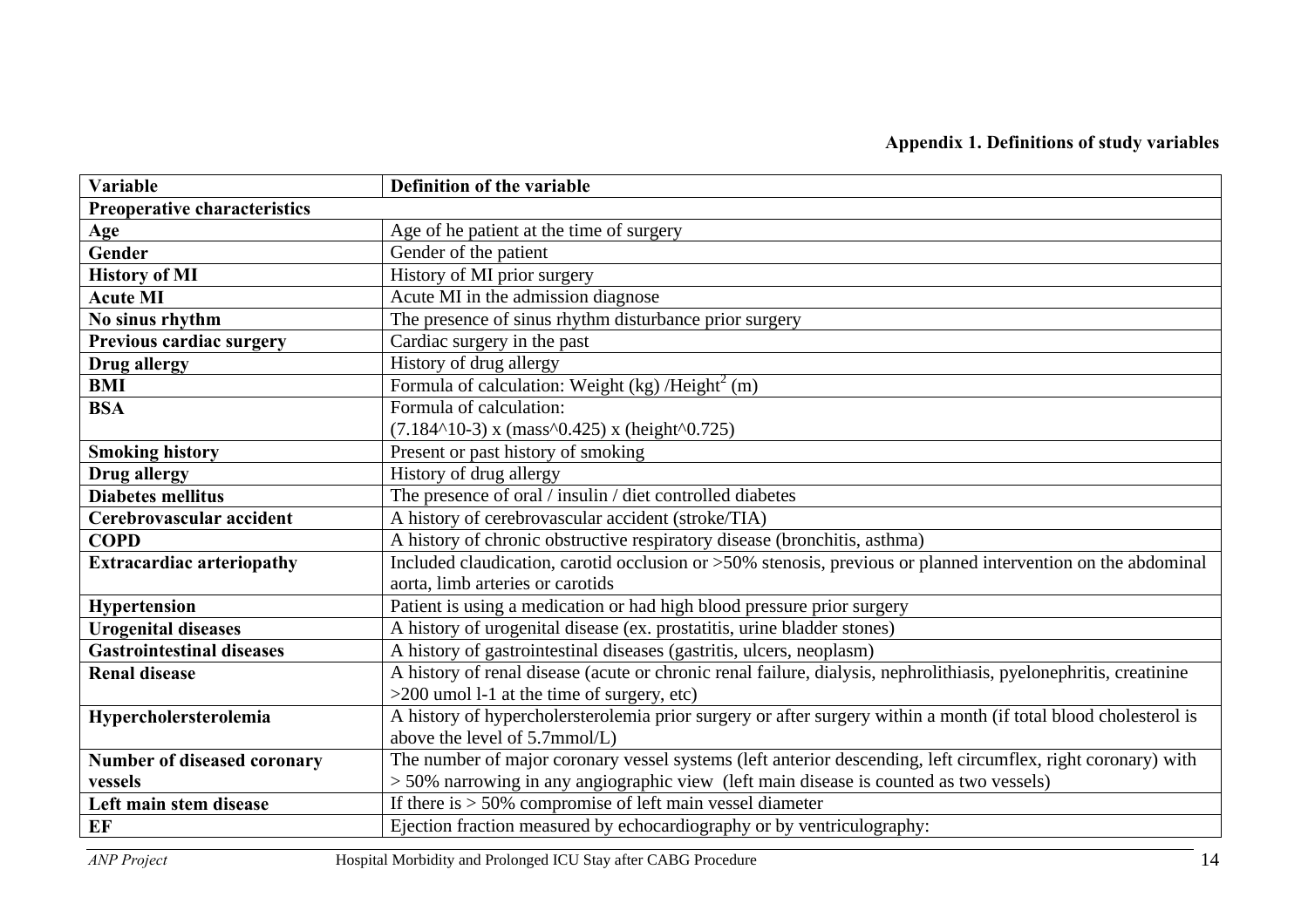### Appendix 1. Definitions of study variables

| Variable | Definition of the variable |
|---|---|
| **Preoperative characteristics** | |
| **Age** | Age of he patient at the time of surgery |
| **Gender** | Gender of the patient |
| **History of MI** | History of MI prior surgery |
| **Acute MI** | Acute MI in the admission diagnose |
| **No sinus rhythm** | The presence of sinus rhythm disturbance prior surgery |
| **Previous cardiac surgery** | Cardiac surgery in the past |
| **Drug allergy** | History of drug allergy |
| **BMI** | Formula of calculation: Weight (kg) /Height$^2$ (m) |
| **BSA** | Formula of calculation: (7.184^10-3) x (mass^0.425) x (height^0.725) |
| **Smoking history** | Present or past history of smoking |
| **Drug allergy** | History of drug allergy |
| **Diabetes mellitus** | The presence of oral / insulin / diet controlled diabetes |
| **Cerebrovascular accident** | A history of cerebrovascular accident (stroke/TIA) |
| **COPD** | A history of chronic obstructive respiratory disease (bronchitis, asthma) |
| **Extracardiac arteriopathy** | Included claudication, carotid occlusion or >50% stenosis, previous or planned intervention on the abdominal aorta, limb arteries or carotids |
| **Hypertension** | Patient is using a medication or had high blood pressure prior surgery |
| **Urogenital diseases** | A history of urogenital disease (ex. prostatitis, urine bladder stones) |
| **Gastrointestinal diseases** | A history of gastrointestinal diseases (gastritis, ulcers, neoplasm) |
| **Renal disease** | A history of renal disease (acute or chronic renal failure, dialysis, nephrolithiasis, pyelonephritis, creatinine >200 umol l-1 at the time of surgery, etc) |
| **Hypercholersterolemia** | A history of hypercholersterolemia prior surgery or after surgery within a month (if total blood cholesterol is above the level of 5.7mmol/L) |
| **Number of diseased coronary vessels** | The number of major coronary vessel systems (left anterior descending, left circumflex, right coronary) with > 50% narrowing in any angiographic view (left main disease is counted as two vessels) |
| **Left main stem disease** | If there is > 50% compromise of left main vessel diameter |
| **EF** | Ejection fraction measured by echocardiography or by ventriculography: |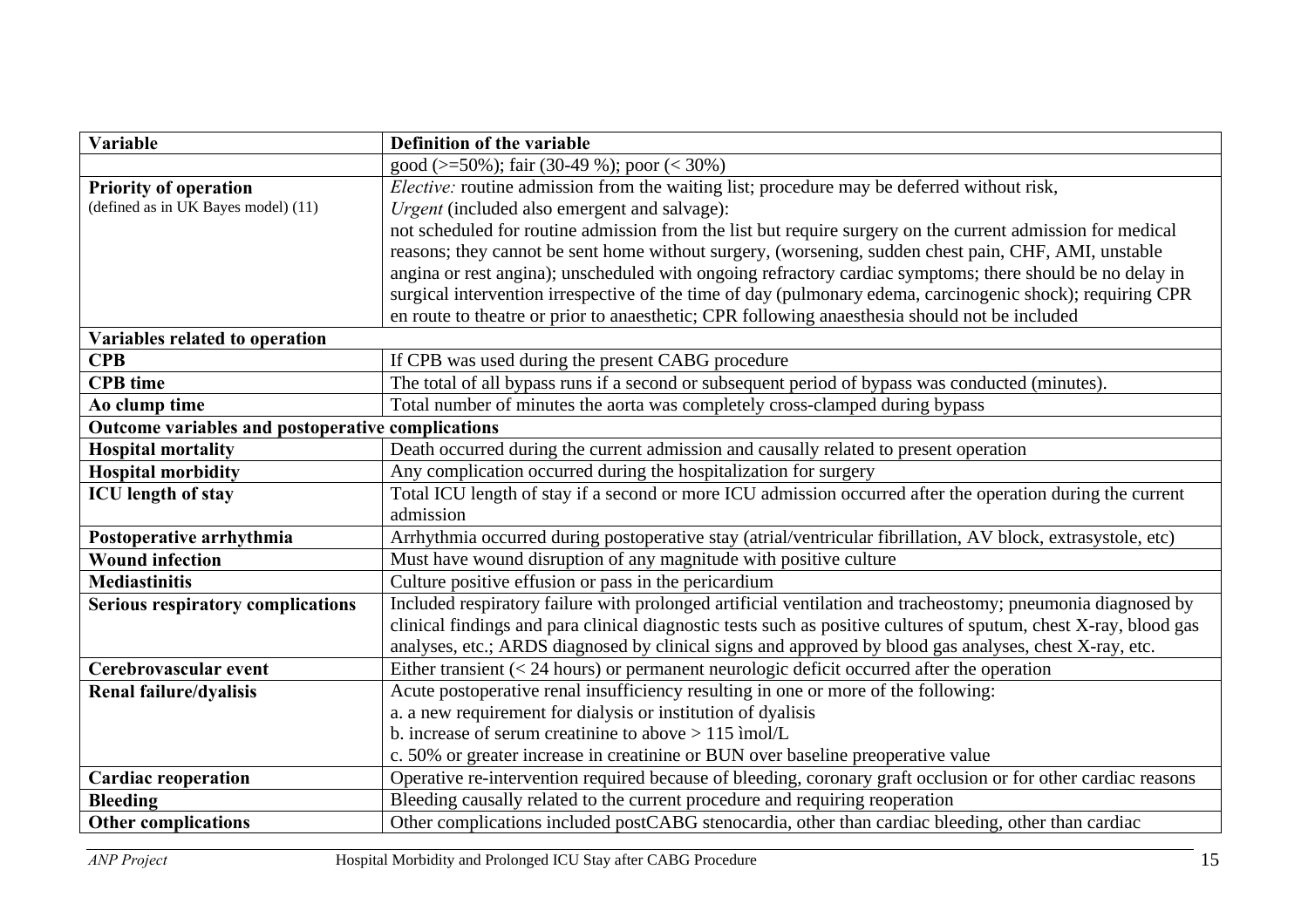| Variable | Definition of the variable |
|---|---|
| | good (>=50%); fair (30-49 %); poor (< 30%) |
| **Priority of operation** (defined as in UK Bayes model) (11) | *Elective:* routine admission from the waiting list; procedure may be deferred without risk, *Urgent* (included also emergent and salvage): not scheduled for routine admission from the list but require surgery on the current admission for medical reasons; they cannot be sent home without surgery, (worsening, sudden chest pain, CHF, AMI, unstable angina or rest angina); unscheduled with ongoing refractory cardiac symptoms; there should be no delay in surgical intervention irrespective of the time of day (pulmonary edema, carcinogenic shock); requiring CPR en route to theatre or prior to anaesthetic; CPR following anaesthesia should not be included |
| **Variables related to operation** | |
| **CPB** | If CPB was used during the present CABG procedure |
| **CPB time** | The total of all bypass runs if a second or subsequent period of bypass was conducted (minutes). |
| **Ao clump time** | Total number of minutes the aorta was completely cross-clamped during bypass |
| **Outcome variables and postoperative complications** | |
| **Hospital mortality** | Death occurred during the current admission and causally related to present operation |
| **Hospital morbidity** | Any complication occurred during the hospitalization for surgery |
| **ICU length of stay** | Total ICU length of stay if a second or more ICU admission occurred after the operation during the current admission |
| **Postoperative arrhythmia** | Arrhythmia occurred during postoperative stay (atrial/ventricular fibrillation, AV block, extrasystole, etc) |
| **Wound infection** | Must have wound disruption of any magnitude with positive culture |
| **Mediastinitis** | Culture positive effusion or pass in the pericardium |
| **Serious respiratory complications** | Included respiratory failure with prolonged artificial ventilation and tracheostomy; pneumonia diagnosed by clinical findings and para clinical diagnostic tests such as positive cultures of sputum, chest X-ray, blood gas analyses, etc.; ARDS diagnosed by clinical signs and approved by blood gas analyses, chest X-ray, etc. |
| **Cerebrovascular event** | Either transient (< 24 hours) or permanent neurologic deficit occurred after the operation |
| **Renal failure/dyalisis** | Acute postoperative renal insufficiency resulting in one or more of the following: a. a new requirement for dialysis or institution of dyalisis b. increase of serum creatinine to above > 115 ìmol/L c. 50% or greater increase in creatinine or BUN over baseline preoperative value |
| **Cardiac reoperation** | Operative re-intervention required because of bleeding, coronary graft occlusion or for other cardiac reasons |
| **Bleeding** | Bleeding causally related to the current procedure and requiring reoperation |
| **Other complications** | Other complications included postCABG stenocardia, other than cardiac bleeding, other than cardiac |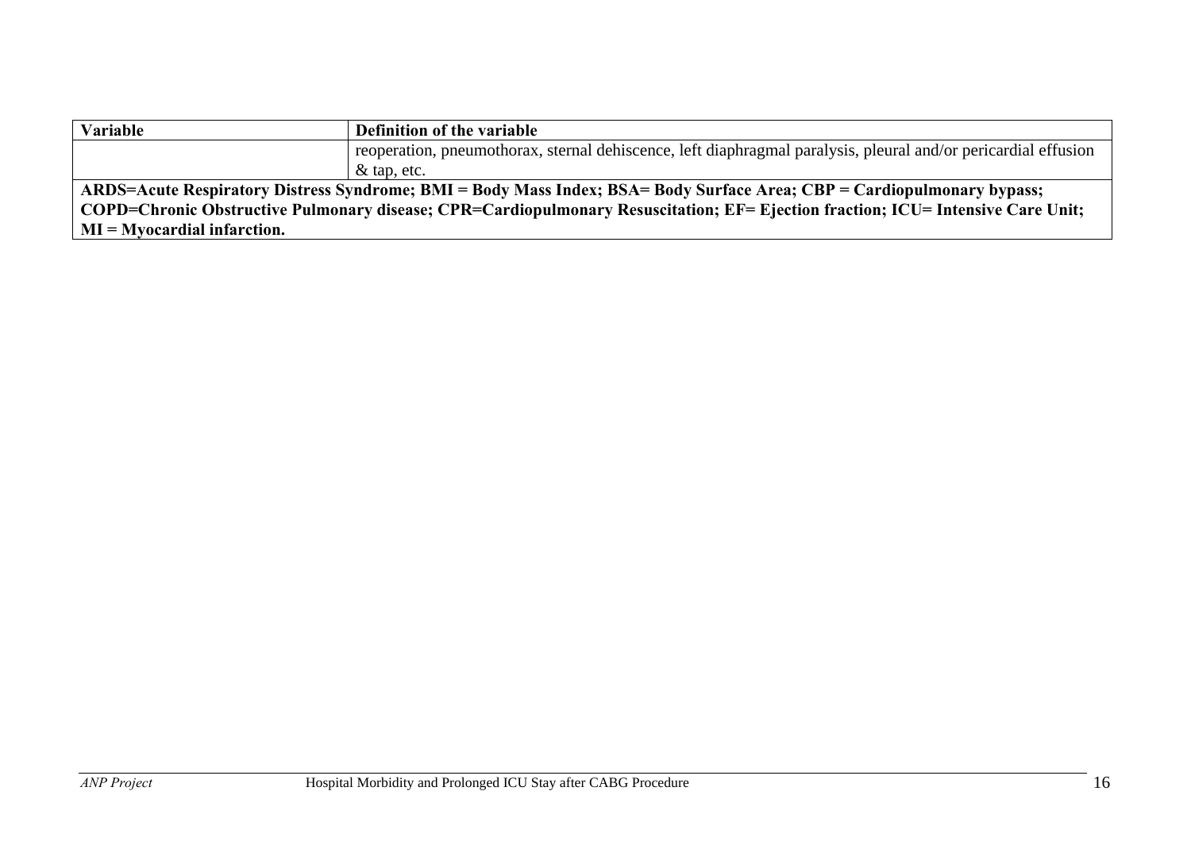| Variable | Definition of the variable |
|---|---|
| | reoperation, pneumothorax, sternal dehiscence, left diaphragmal paralysis, pleural and/or pericardial effusion & tap, etc. |

**ARDS=Acute Respiratory Distress Syndrome; BMI = Body Mass Index; BSA= Body Surface Area; CBP = Cardiopulmonary bypass; COPD=Chronic Obstructive Pulmonary disease; CPR=Cardiopulmonary Resuscitation; EF= Ejection fraction; ICU= Intensive Care Unit; MI = Myocardial infarction.**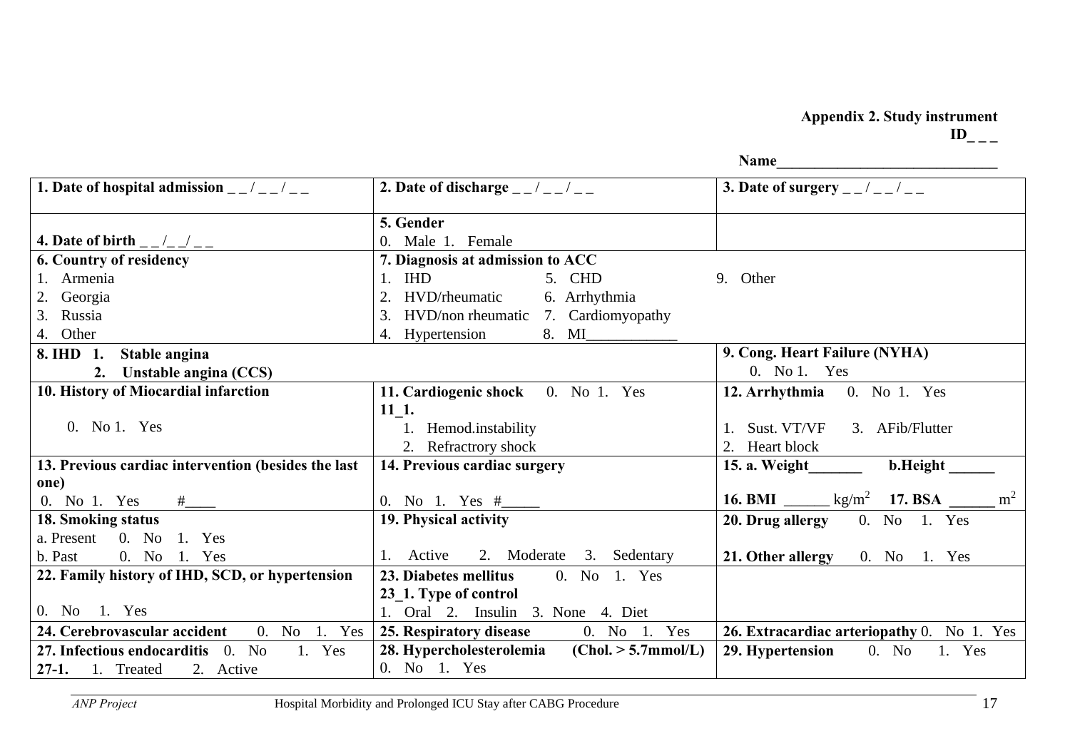**Appendix 2. Study instrument**

**ID_ _ _**

**Name\_\_\_\_\_\_\_\_\_\_\_\_\_\_\_\_\_\_\_\_\_\_\_\_\_\_\_\_\_**

| | | |
|---|---|---|
| **1. Date of hospital admission** _ _ / _ _ / _ _ | **2. Date of discharge** _ _ / _ _ / _ _ | **3. Date of surgery** _ _ / _ _ / _ _ |
| **4. Date of birth** _ _ /_ _/ _ _ | **5. Gender**<br>0. Male 1. Female | |
| **6. Country of residency**<br>1. Armenia<br>2. Georgia<br>3. Russia<br>4. Other | **7. Diagnosis at admission to ACC**<br>1. IHD 5. CHD<br>2. HVD/rheumatic 6. Arrhythmia<br>3. HVD/non rheumatic 7. Cardiomyopathy<br>4. Hypertension 8. MI\_\_\_\_\_\_\_\_\_\_\_\_ | 9. Other |
| **8. IHD 1. Stable angina**<br>**2. Unstable angina (CCS)** | | **9. Cong. Heart Failure (NYHA)**<br>0. No 1. Yes |
| **10. History of Miocardial infarction**<br>0. No 1. Yes | **11. Cardiogenic shock** 0. No 1. Yes<br>**11_1.**<br>1. Hemod.instability<br>2. Refractrory shock | **12. Arrhythmia** 0. No 1. Yes<br>1. Sust. VT/VF 3. AFib/Flutter<br>2. Heart block |
| **13. Previous cardiac intervention (besides the last one)**<br>0. No 1. Yes #\_\_\_\_ | **14. Previous cardiac surgery**<br>0. No 1. Yes #\_\_\_\_\_ | **15. a. Weight\_\_\_\_\_\_\_ b.Height \_\_\_\_\_\_**<br>**16. BMI** \_\_\_\_\_\_ $kg/m^2$ **17. BSA** \_\_\_\_\_\_ $m^2$ |
| **18. Smoking status**<br>a. Present 0. No 1. Yes<br>b. Past 0. No 1. Yes | **19. Physical activity**<br>1. Active 2. Moderate 3. Sedentary | **20. Drug allergy** 0. No 1. Yes<br>**21. Other allergy** 0. No 1. Yes |
| **22. Family history of IHD, SCD, or hypertension**<br>0. No 1. Yes | **23. Diabetes mellitus** 0. No 1. Yes<br>**23_1. Type of control**<br>1. Oral 2. Insulin 3. None 4. Diet | |
| **24. Cerebrovascular accident** 0. No 1. Yes | **25. Respiratory disease** 0. No 1. Yes | **26. Extracardiac arteriopathy** 0. No 1. Yes |
| **27. Infectious endocarditis** 0. No 1. Yes<br>**27-1.** 1. Treated 2. Active | **28. Hypercholesterolemia (Chol. > 5.7mmol/L)**<br>0. No 1. Yes | **29. Hypertension** 0. No 1. Yes |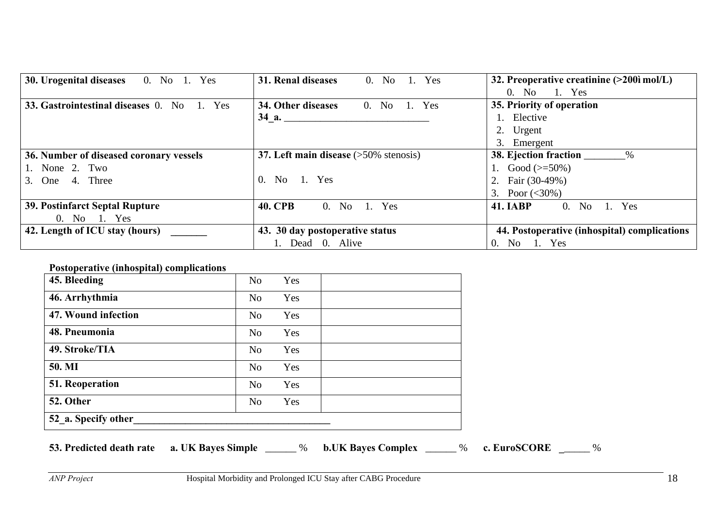| | | |
|---|---|---|
| **30. Urogenital diseases** 0. No 1. Yes | **31. Renal diseases** 0. No 1. Yes | **32. Preoperative creatinine (>200ì mol/L)** 0. No 1. Yes |
| **33. Gastrointestinal diseases** 0. No 1. Yes | **34. Other diseases** 0. No 1. Yes<br>**34_a.** ____________________________ | **35. Priority of operation**<br>1. Elective<br>2. Urgent<br>3. Emergent |
| **36. Number of diseased coronary vessels**<br>1. None 2. Two<br>3. One 4. Three | **37. Left main disease** (>50% stenosis)<br>0. No 1. Yes | **38. Ejection fraction** ________%<br>1. Good (>=50%)<br>2. Fair (30-49%)<br>3. Poor (<30%) |
| **39. Postinfarct Septal Rupture**<br>0. No 1. Yes | **40. CPB** 0. No 1. Yes | **41. IABP** 0. No 1. Yes |
| **42. Length of ICU stay (hours)** _______ | **43. 30 day postoperative status**<br>1. Dead 0. Alive | **44. Postoperative (inhospital) complications**<br>0. No 1. Yes |

**Postoperative (inhospital) complications**

| | | |
|---|---|---|
| **45. Bleeding** | No Yes | |
| **46. Arrhythmia** | No Yes | |
| **47. Wound infection** | No Yes | |
| **48. Pneumonia** | No Yes | |
| **49. Stroke/TIA** | No Yes | |
| **50. MI** | No Yes | |
| **51. Reoperation** | No Yes | |
| **52. Other** | No Yes | |
| **52_a. Specify other**______________________________________ | | |

**53. Predicted death rate** **a. UK Bayes Simple** ______ % **b.UK Bayes Complex** ______ % **c. EuroSCORE** ______ %